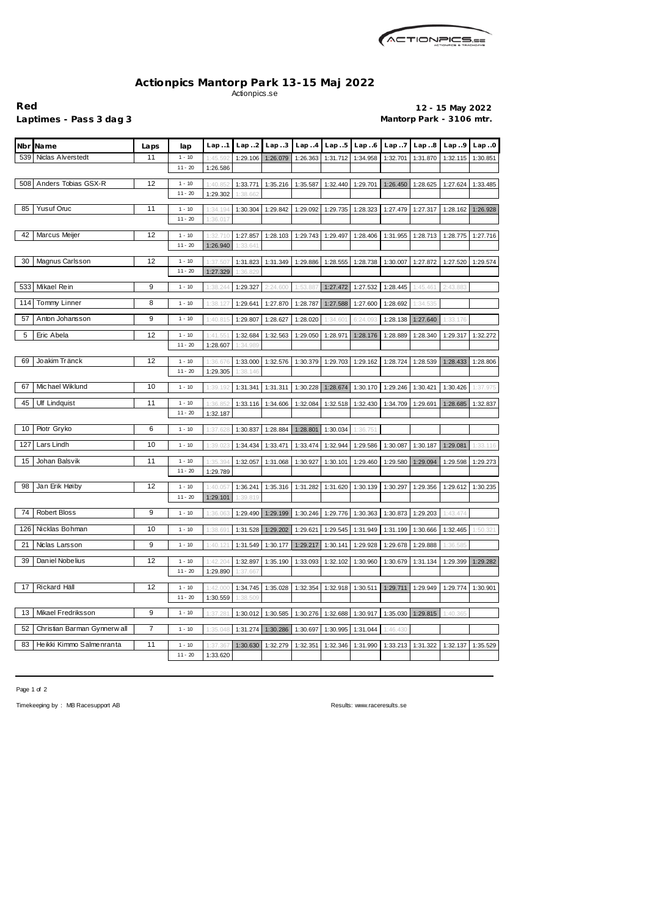# Actionpics Mantorp Park 13-15 Maj 2022

Actionpics.se

**Red**
**Laptimes - Pass 3 dag 3**

**12 - 15 May 2022**
**Mantorp Park - 3106 mtr.**

| Nbr | Name | Laps | lap | Lap..1 | Lap..2 | Lap..3 | Lap..4 | Lap..5 | Lap..6 | Lap..7 | Lap..8 | Lap..9 | Lap..0 |
|---|---|---|---|---|---|---|---|---|---|---|---|---|---|
| 539 | Niclas Alverstedt | 11 | 1 - 10 | 1:45.592 | 1:29.106 | 1:26.079 | 1:26.363 | 1:31.712 | 1:34.958 | 1:32.701 | 1:31.870 | 1:32.115 | 1:30.851 |
| | | | 11 - 20 | 1:26.586 | | | | | | | | | |
| 508 | Anders Tobias GSX-R | 12 | 1 - 10 | 1:40.852 | 1:33.771 | 1:35.216 | 1:35.587 | 1:32.440 | 1:29.701 | 1:26.450 | 1:28.625 | 1:27.624 | 1:33.485 |
| | | | 11 - 20 | 1:29.302 | 1:38.662 | | | | | | | | |
| 85 | Yusuf Oruc | 11 | 1 - 10 | 1:34.194 | 1:30.304 | 1:29.842 | 1:29.092 | 1:29.735 | 1:28.323 | 1:27.479 | 1:27.317 | 1:28.162 | 1:26.928 |
| | | | 11 - 20 | 1:36.017 | | | | | | | | | |
| 42 | Marcus Meijer | 12 | 1 - 10 | 1:32.710 | 1:27.857 | 1:28.103 | 1:29.743 | 1:29.497 | 1:28.406 | 1:31.955 | 1:28.713 | 1:28.775 | 1:27.716 |
| | | | 11 - 20 | 1:26.940 | 1:33.641 | | | | | | | | |
| 30 | Magnus Carlsson | 12 | 1 - 10 | 1:37.507 | 1:31.823 | 1:31.349 | 1:29.886 | 1:28.555 | 1:28.738 | 1:30.007 | 1:27.872 | 1:27.520 | 1:29.574 |
| | | | 11 - 20 | 1:27.329 | 1:36.829 | | | | | | | | |
| 533 | Mikael Rein | 9 | 1 - 10 | 1:38.244 | 1:29.327 | 2:24.600 | 1:53.887 | 1:27.472 | 1:27.532 | 1:28.445 | 1:45.461 | 2:43.883 | |
| 114 | Tommy Linner | 8 | 1 - 10 | 1:38.127 | 1:29.641 | 1:27.870 | 1:28.787 | 1:27.588 | 1:27.600 | 1:28.692 | 1:34.535 | | |
| 57 | Anton Johansson | 9 | 1 - 10 | 1:40.815 | 1:29.807 | 1:28.627 | 1:28.020 | 1:34.601 | 6:24.093 | 1:28.138 | 1:27.640 | 1:33.176 | |
| 5 | Eric Abela | 12 | 1 - 10 | 1:41.551 | 1:32.684 | 1:32.563 | 1:29.050 | 1:28.971 | 1:28.176 | 1:28.889 | 1:28.340 | 1:29.317 | 1:32.272 |
| | | | 11 - 20 | 1:28.607 | 1:34.989 | | | | | | | | |
| 69 | Joakim Tränck | 12 | 1 - 10 | 1:36.676 | 1:33.000 | 1:32.576 | 1:30.379 | 1:29.703 | 1:29.162 | 1:28.724 | 1:28.539 | 1:28.433 | 1:28.806 |
| | | | 11 - 20 | 1:29.305 | 1:38.146 | | | | | | | | |
| 67 | Michael Wiklund | 10 | 1 - 10 | 1:39.192 | 1:31.341 | 1:31.311 | 1:30.228 | 1:28.674 | 1:30.170 | 1:29.246 | 1:30.421 | 1:30.426 | 1:37.975 |
| 45 | Ulf Lindquist | 11 | 1 - 10 | 1:36.852 | 1:33.116 | 1:34.606 | 1:32.084 | 1:32.518 | 1:32.430 | 1:34.709 | 1:29.691 | 1:28.685 | 1:32.837 |
| | | | 11 - 20 | 1:32.187 | | | | | | | | | |
| 10 | Piotr Gryko | 6 | 1 - 10 | 1:37.628 | 1:30.837 | 1:28.884 | 1:28.801 | 1:30.034 | 1:36.751 | | | | |
| 127 | Lars Lindh | 10 | 1 - 10 | 1:39.023 | 1:34.434 | 1:33.471 | 1:33.474 | 1:32.944 | 1:29.586 | 1:30.087 | 1:30.187 | 1:29.081 | 1:33.116 |
| 15 | Johan Balsvik | 11 | 1 - 10 | 1:35.394 | 1:32.057 | 1:31.068 | 1:30.927 | 1:30.101 | 1:29.460 | 1:29.580 | 1:29.094 | 1:29.598 | 1:29.273 |
| | | | 11 - 20 | 1:29.789 | | | | | | | | | |
| 98 | Jan Erik Høiby | 12 | 1 - 10 | 1:40.057 | 1:36.241 | 1:35.316 | 1:31.282 | 1:31.620 | 1:30.139 | 1:30.297 | 1:29.356 | 1:29.612 | 1:30.235 |
| | | | 11 - 20 | 1:29.101 | 1:39.819 | | | | | | | | |
| 74 | Robert Bloss | 9 | 1 - 10 | 1:36.063 | 1:29.490 | 1:29.199 | 1:30.246 | 1:29.776 | 1:30.363 | 1:30.873 | 1:29.203 | 1:43.474 | |
| 126 | Nicklas Bohman | 10 | 1 - 10 | 1:38.691 | 1:31.528 | 1:29.202 | 1:29.621 | 1:29.545 | 1:31.949 | 1:31.199 | 1:30.666 | 1:32.465 | 1:50.321 |
| 21 | Niclas Larsson | 9 | 1 - 10 | 1:40.121 | 1:31.549 | 1:30.177 | 1:29.217 | 1:30.141 | 1:29.928 | 1:29.678 | 1:29.888 | 1:36.585 | |
| 39 | Daniel Nobelius | 12 | 1 - 10 | 1:42.204 | 1:32.897 | 1:35.190 | 1:33.093 | 1:32.102 | 1:30.960 | 1:30.679 | 1:31.134 | 1:29.399 | 1:29.282 |
| | | | 11 - 20 | 1:29.890 | 1:37.667 | | | | | | | | |
| 17 | Rickard Häll | 12 | 1 - 10 | 1:42.000 | 1:34.745 | 1:35.028 | 1:32.354 | 1:32.918 | 1:30.511 | 1:29.711 | 1:29.949 | 1:29.774 | 1:30.901 |
| | | | 11 - 20 | 1:30.559 | 1:38.509 | | | | | | | | |
| 13 | Mikael Fredriksson | 9 | 1 - 10 | 1:37.281 | 1:30.012 | 1:30.585 | 1:30.276 | 1:32.688 | 1:30.917 | 1:35.030 | 1:29.815 | 1:40.365 | |
| 52 | Christian Barman Gynnerwall | 7 | 1 - 10 | 1:35.048 | 1:31.274 | 1:30.286 | 1:30.697 | 1:30.995 | 1:31.044 | 1:46.430 | | | |
| 83 | Heikki Kimmo Salmenranta | 11 | 1 - 10 | 1:37.367 | 1:30.630 | 1:32.279 | 1:32.351 | 1:32.346 | 1:31.990 | 1:33.213 | 1:31.322 | 1:32.137 | 1:35.529 |
| | | | 11 - 20 | 1:33.620 | | | | | | | | | |

Timekeeping by : MB Racesupport AB

Results: www.raceresults.se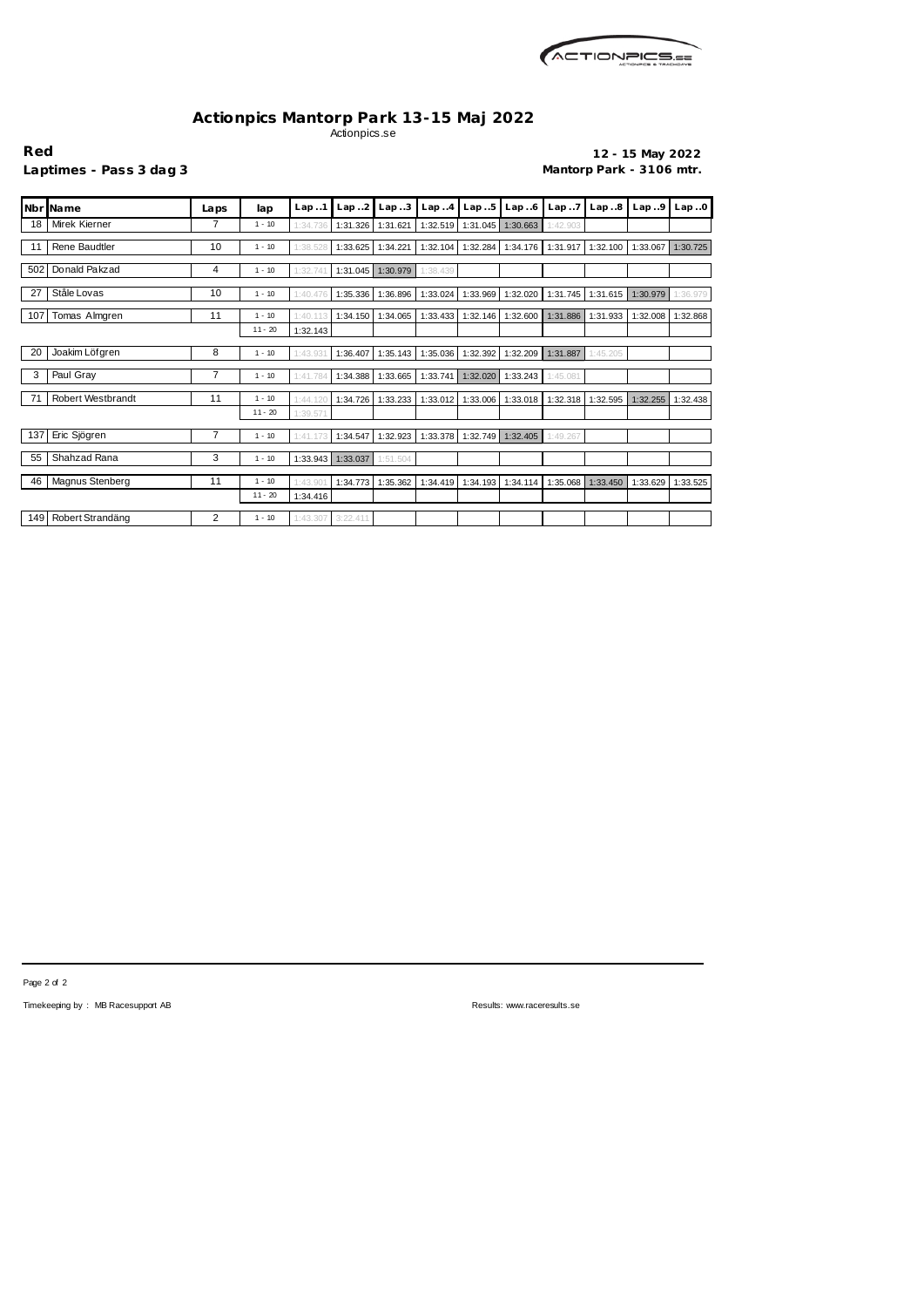# Actionpics Mantorp Park 13-15 Maj 2022

Actionpics.se

**Red**

**Laptimes - Pass 3 dag 3**

**12 - 15 May 2022**

**Mantorp Park - 3106 mtr.**

| Nbr | Name | Laps | lap | Lap..1 | Lap..2 | Lap..3 | Lap..4 | Lap..5 | Lap..6 | Lap..7 | Lap..8 | Lap..9 | Lap..0 |
|---|---|---|---|---|---|---|---|---|---|---|---|---|---|
| 18 | Mirek Kierner | 7 | 1 - 10 | 1:34.736 | 1:31.326 | 1:31.621 | 1:32.519 | 1:31.045 | 1:30.663 | 1:42.903 | | | |
| 11 | Rene Baudtler | 10 | 1 - 10 | 1:38.528 | 1:33.625 | 1:34.221 | 1:32.104 | 1:32.284 | 1:34.176 | 1:31.917 | 1:32.100 | 1:33.067 | 1:30.725 |
| 502 | Donald Pakzad | 4 | 1 - 10 | 1:32.741 | 1:31.045 | 1:30.979 | 1:38.439 | | | | | | |
| 27 | Ståle Lovas | 10 | 1 - 10 | 1:40.476 | 1:35.336 | 1:36.896 | 1:33.024 | 1:33.969 | 1:32.020 | 1:31.745 | 1:31.615 | 1:30.979 | 1:36.979 |
| 107 | Tomas Almgren | 11 | 1 - 10 | 1:40.113 | 1:34.150 | 1:34.065 | 1:33.433 | 1:32.146 | 1:32.600 | 1:31.886 | 1:31.933 | 1:32.008 | 1:32.868 |
| | | | 11 - 20 | 1:32.143 | | | | | | | | | |
| 20 | Joakim Löfgren | 8 | 1 - 10 | 1:43.931 | 1:36.407 | 1:35.143 | 1:35.036 | 1:32.392 | 1:32.209 | 1:31.887 | 1:45.205 | | |
| 3 | Paul Gray | 7 | 1 - 10 | 1:41.784 | 1:34.388 | 1:33.665 | 1:33.741 | 1:32.020 | 1:33.243 | 1:45.081 | | | |
| 71 | Robert Westbrandt | 11 | 1 - 10 | 1:44.120 | 1:34.726 | 1:33.233 | 1:33.012 | 1:33.006 | 1:33.018 | 1:32.318 | 1:32.595 | 1:32.255 | 1:32.438 |
| | | | 11 - 20 | 1:39.571 | | | | | | | | | |
| 137 | Eric Sjögren | 7 | 1 - 10 | 1:41.173 | 1:34.547 | 1:32.923 | 1:33.378 | 1:32.749 | 1:32.405 | 1:49.267 | | | |
| 55 | Shahzad Rana | 3 | 1 - 10 | 1:33.943 | 1:33.037 | 1:51.504 | | | | | | | |
| 46 | Magnus Stenberg | 11 | 1 - 10 | 1:43.901 | 1:34.773 | 1:35.362 | 1:34.419 | 1:34.193 | 1:34.114 | 1:35.068 | 1:33.450 | 1:33.629 | 1:33.525 |
| | | | 11 - 20 | 1:34.416 | | | | | | | | | |
| 149 | Robert Strandäng | 2 | 1 - 10 | 1:43.307 | 3:22.411 | | | | | | | | |

Timekeeping by : MB Racesupport AB

Results: www.raceresults.se